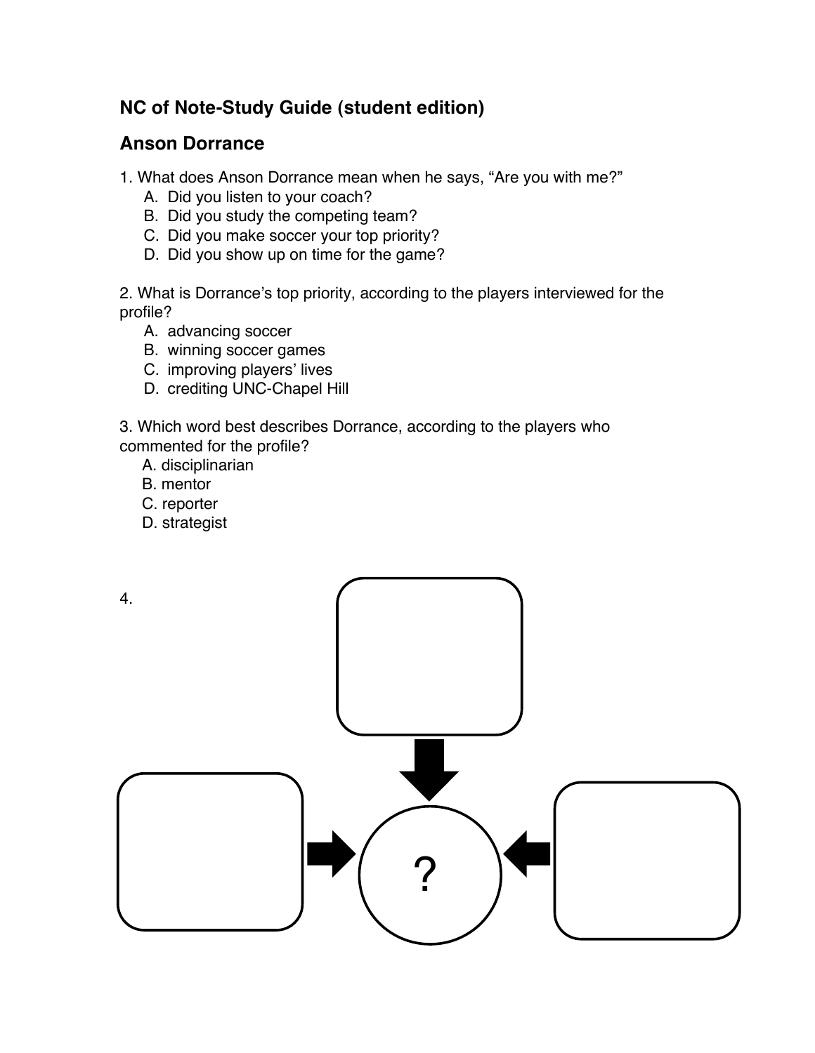## NC of Note-Study Guide (student edition)

## Anson Dorrance

1. What does Anson Dorrance mean when he says, "Are you with me?"
   A. Did you listen to your coach?
   B. Did you study the competing team?
   C. Did you make soccer your top priority?
   D. Did you show up on time for the game?

2. What is Dorrance's top priority, according to the players interviewed for the profile?
   A. advancing soccer
   B. winning soccer games
   C. improving players' lives
   D. crediting UNC-Chapel Hill

3. Which word best describes Dorrance, according to the players who commented for the profile?
   A. disciplinarian
   B. mentor
   C. reporter
   D. strategist

4.

?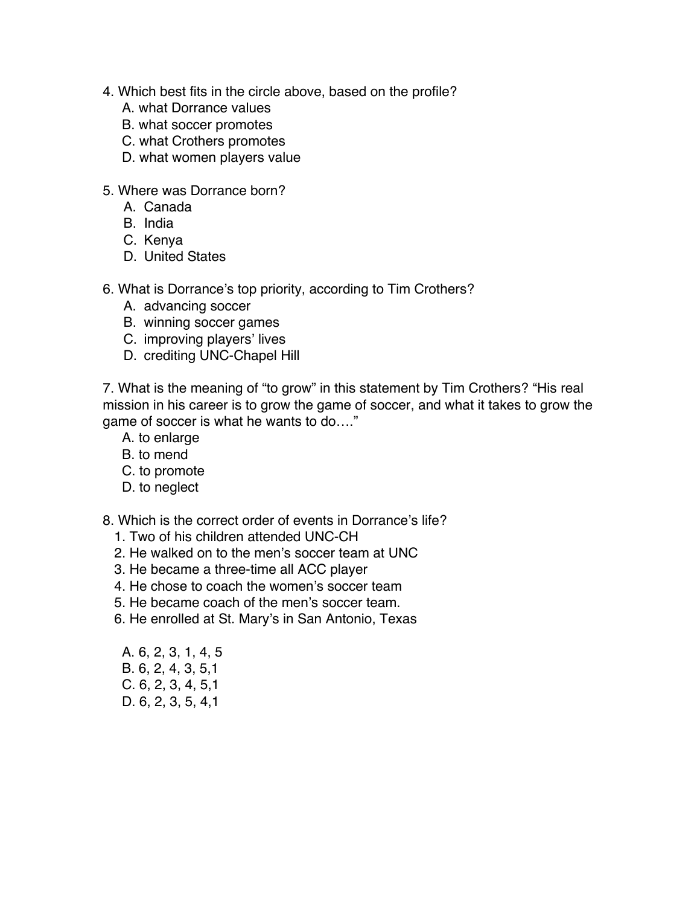4. Which best fits in the circle above, based on the profile?
   A. what Dorrance values
   B. what soccer promotes
   C. what Crothers promotes
   D. what women players value

5. Where was Dorrance born?
   A. Canada
   B. India
   C. Kenya
   D. United States

6. What is Dorrance's top priority, according to Tim Crothers?
   A. advancing soccer
   B. winning soccer games
   C. improving players' lives
   D. crediting UNC-Chapel Hill

7. What is the meaning of "to grow" in this statement by Tim Crothers? "His real mission in his career is to grow the game of soccer, and what it takes to grow the game of soccer is what he wants to do…."
   A. to enlarge
   B. to mend
   C. to promote
   D. to neglect

8. Which is the correct order of events in Dorrance's life?
   1. Two of his children attended UNC-CH
   2. He walked on to the men's soccer team at UNC
   3. He became a three-time all ACC player
   4. He chose to coach the women's soccer team
   5. He became coach of the men's soccer team.
   6. He enrolled at St. Mary's in San Antonio, Texas

   A. 6, 2, 3, 1, 4, 5
   B. 6, 2, 4, 3, 5,1
   C. 6, 2, 3, 4, 5,1
   D. 6, 2, 3, 5, 4,1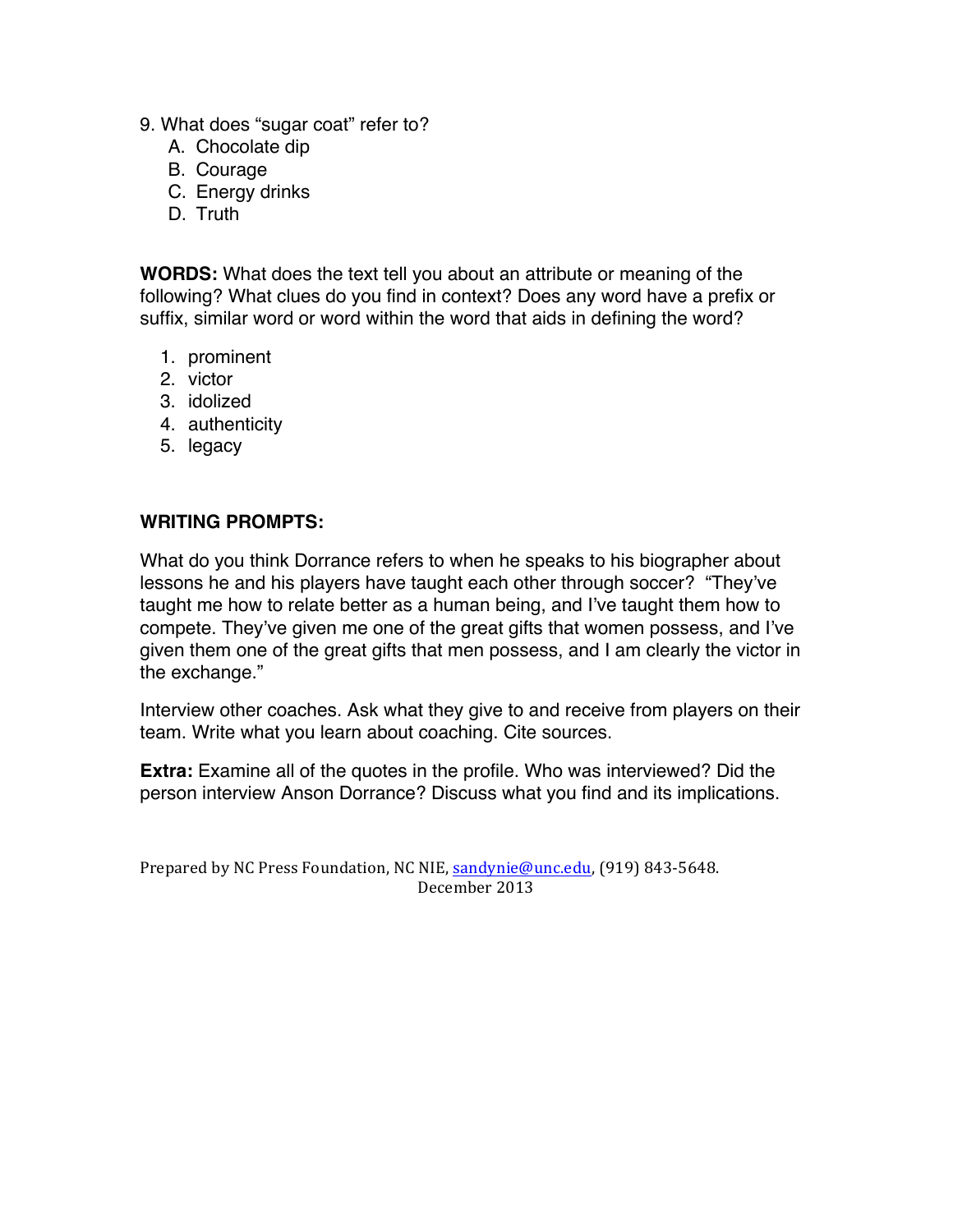9. What does “sugar coat” refer to?
   A. Chocolate dip
   B. Courage
   C. Energy drinks
   D. Truth

**WORDS:** What does the text tell you about an attribute or meaning of the following? What clues do you find in context? Does any word have a prefix or suffix, similar word or word within the word that aids in defining the word?

1. prominent
2. victor
3. idolized
4. authenticity
5. legacy

**WRITING PROMPTS:**

What do you think Dorrance refers to when he speaks to his biographer about lessons he and his players have taught each other through soccer? “They’ve taught me how to relate better as a human being, and I’ve taught them how to compete. They’ve given me one of the great gifts that women possess, and I’ve given them one of the great gifts that men possess, and I am clearly the victor in the exchange.”

Interview other coaches. Ask what they give to and receive from players on their team. Write what you learn about coaching. Cite sources.

**Extra:** Examine all of the quotes in the profile. Who was interviewed? Did the person interview Anson Dorrance? Discuss what you find and its implications.

Prepared by NC Press Foundation, NC NIE, sandynie@unc.edu, (919) 843-5648.
December 2013